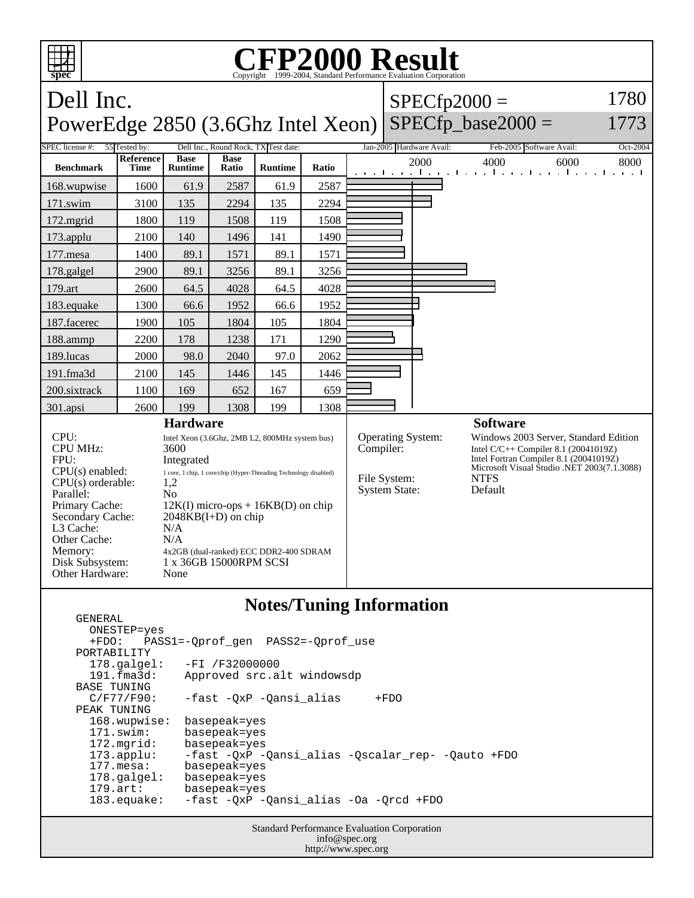# CFP2000 Result

Copyright 1999-2004, Standard Performance Evaluation Corporation

## Dell Inc.
## PowerEdge 2850 (3.6Ghz Intel Xeon)

SPECfp2000 = 1780
SPECfp_base2000 = 1773

| SPEC license #: | 55 | Tested by: | Dell Inc., Round Rock, TX | Test date: | Jan-2005 | Hardware Avail: | Feb-2005 | Software Avail: | Oct-2004 |
|---|---|---|---|---|---|---|---|---|---|

| Benchmark | Reference Time | Base Runtime | Base Ratio | Runtime | Ratio |
|---|---|---|---|---|---|
| 168.wupwise | 1600 | 61.9 | 2587 | 61.9 | 2587 |
| 171.swim | 3100 | 135 | 2294 | 135 | 2294 |
| 172.mgrid | 1800 | 119 | 1508 | 119 | 1508 |
| 173.applu | 2100 | 140 | 1496 | 141 | 1490 |
| 177.mesa | 1400 | 89.1 | 1571 | 89.1 | 1571 |
| 178.galgel | 2900 | 89.1 | 3256 | 89.1 | 3256 |
| 179.art | 2600 | 64.5 | 4028 | 64.5 | 4028 |
| 183.equake | 1300 | 66.6 | 1952 | 66.6 | 1952 |
| 187.facerec | 1900 | 105 | 1804 | 105 | 1804 |
| 188.ammp | 2200 | 178 | 1238 | 171 | 1290 |
| 189.lucas | 2000 | 98.0 | 2040 | 97.0 | 2062 |
| 191.fma3d | 2100 | 145 | 1446 | 145 | 1446 |
| 200.sixtrack | 1100 | 169 | 652 | 167 | 659 |
| 301.apsi | 2600 | 199 | 1308 | 199 | 1308 |

### Hardware

| | |
|---|---|
| CPU: | Intel Xeon (3.6Ghz, 2MB L2, 800MHz system bus) |
| CPU MHz: | 3600 |
| FPU: | Integrated |
| CPU(s) enabled: | 1 core, 1 chip, 1 core/chip (Hyper-Threading Technology disabled) |
| CPU(s) orderable: | 1,2 |
| Parallel: | No |
| Primary Cache: | 12K(I) micro-ops + 16KB(D) on chip |
| Secondary Cache: | 2048KB(I+D) on chip |
| L3 Cache: | N/A |
| Other Cache: | N/A |
| Memory: | 4x2GB (dual-ranked) ECC DDR2-400 SDRAM |
| Disk Subsystem: | 1 x 36GB 15000RPM SCSI |
| Other Hardware: | None |

### Software

| | |
|---|---|
| Operating System: | Windows 2003 Server, Standard Edition |
| Compiler: | Intel C/C++ Compiler 8.1 (20041019Z)<br>Intel Fortran Compiler 8.1 (20041019Z)<br>Microsoft Visual Studio .NET 2003(7.1.3088) |
| File System: | NTFS |
| System State: | Default |

### Notes/Tuning Information

```
GENERAL
  ONESTEP=yes
  +FDO:   PASS1=-Qprof_gen  PASS2=-Qprof_use
PORTABILITY
  178.galgel:   -FI /F32000000
  191.fma3d:    Approved src.alt windowsdp
BASE TUNING
  C/F77/F90:    -fast -QxP -Qansi_alias     +FDO
PEAK TUNING
  168.wupwise:  basepeak=yes
  171.swim:     basepeak=yes
  172.mgrid:    basepeak=yes
  173.applu:    -fast -QxP -Qansi_alias -Qscalar_rep- -Qauto +FDO
  177.mesa:     basepeak=yes
  178.galgel:   basepeak=yes
  179.art:      basepeak=yes
  183.equake:   -fast -QxP -Qansi_alias -Oa -Qrcd +FDO
```

Standard Performance Evaluation Corporation
info@spec.org
http://www.spec.org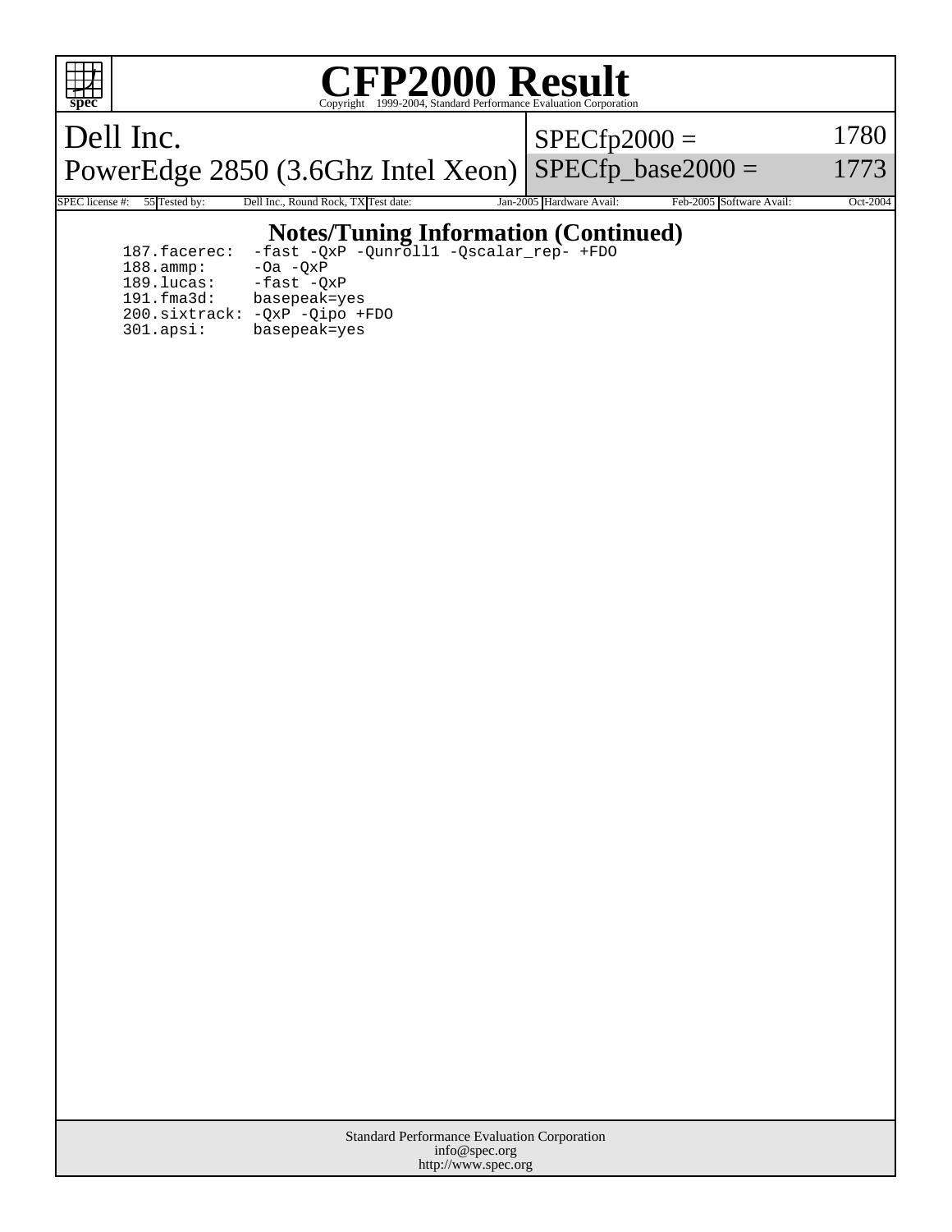# CFP2000 Result

Copyright 1999-2004, Standard Performance Evaluation Corporation

Dell Inc.
PowerEdge 2850 (3.6Ghz Intel Xeon)

SPECfp2000 = 1780
SPECfp_base2000 = 1773

SPEC license #: 55 Tested by: Dell Inc., Round Rock, TX Test date: Jan-2005 Hardware Avail: Feb-2005 Software Avail: Oct-2004

## Notes/Tuning Information (Continued)

```
187.facerec:  -fast -QxP -Qunroll1 -Qscalar_rep- +FDO
188.ammp:     -Oa -QxP
189.lucas:    -fast -QxP
191.fma3d:    basepeak=yes
200.sixtrack: -QxP -Qipo +FDO
301.apsi:     basepeak=yes
```

Standard Performance Evaluation Corporation
info@spec.org
http://www.spec.org